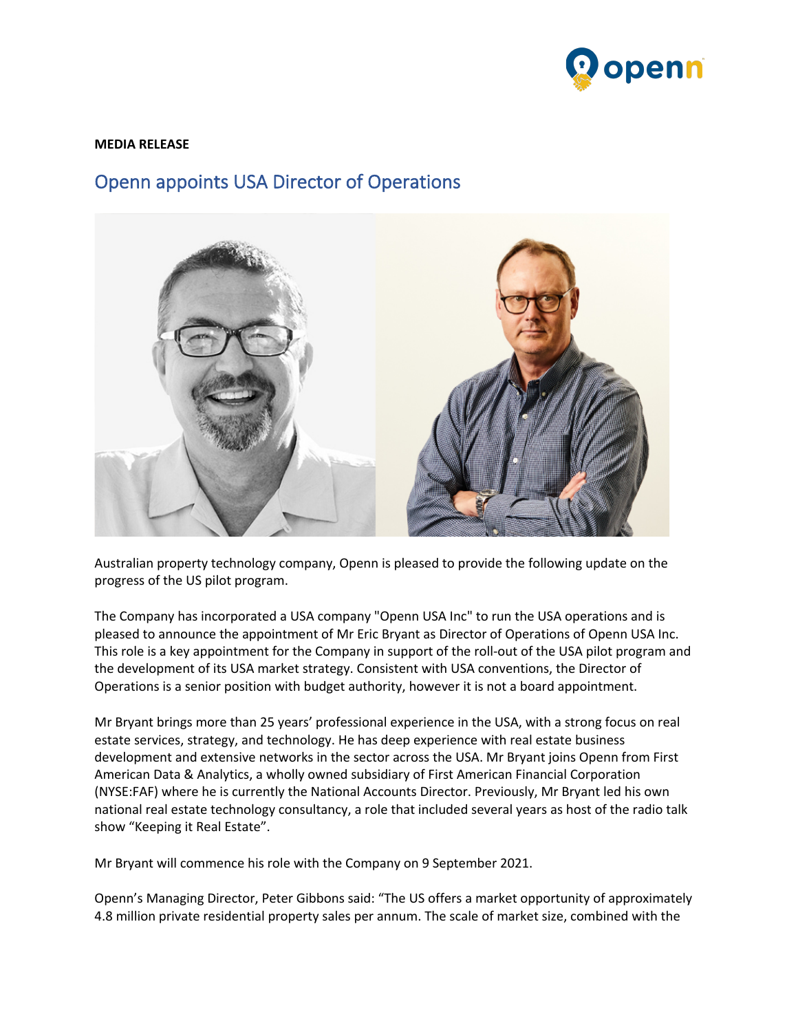**MEDIA RELEASE**

# Openn appoints USA Director of Operations

Australian property technology company, Openn is pleased to provide the following update on the progress of the US pilot program.

The Company has incorporated a USA company "Openn USA Inc" to run the USA operations and is pleased to announce the appointment of Mr Eric Bryant as Director of Operations of Openn USA Inc. This role is a key appointment for the Company in support of the roll-out of the USA pilot program and the development of its USA market strategy. Consistent with USA conventions, the Director of Operations is a senior position with budget authority, however it is not a board appointment.

Mr Bryant brings more than 25 years' professional experience in the USA, with a strong focus on real estate services, strategy, and technology. He has deep experience with real estate business development and extensive networks in the sector across the USA. Mr Bryant joins Openn from First American Data & Analytics, a wholly owned subsidiary of First American Financial Corporation (NYSE:FAF) where he is currently the National Accounts Director. Previously, Mr Bryant led his own national real estate technology consultancy, a role that included several years as host of the radio talk show "Keeping it Real Estate".

Mr Bryant will commence his role with the Company on 9 September 2021.

Openn's Managing Director, Peter Gibbons said: "The US offers a market opportunity of approximately 4.8 million private residential property sales per annum. The scale of market size, combined with the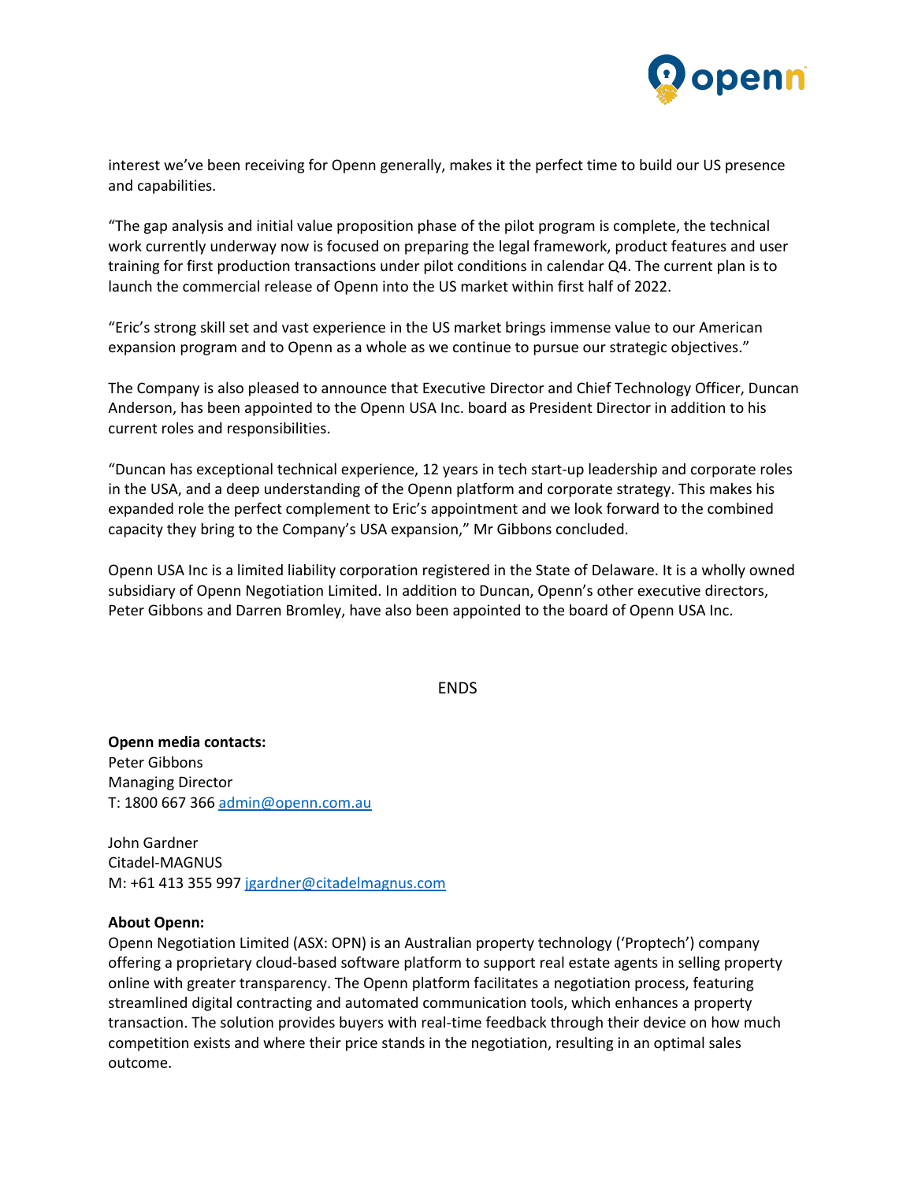interest we've been receiving for Openn generally, makes it the perfect time to build our US presence and capabilities.

"The gap analysis and initial value proposition phase of the pilot program is complete, the technical work currently underway now is focused on preparing the legal framework, product features and user training for first production transactions under pilot conditions in calendar Q4. The current plan is to launch the commercial release of Openn into the US market within first half of 2022.

"Eric's strong skill set and vast experience in the US market brings immense value to our American expansion program and to Openn as a whole as we continue to pursue our strategic objectives."

The Company is also pleased to announce that Executive Director and Chief Technology Officer, Duncan Anderson, has been appointed to the Openn USA Inc. board as President Director in addition to his current roles and responsibilities.

"Duncan has exceptional technical experience, 12 years in tech start-up leadership and corporate roles in the USA, and a deep understanding of the Openn platform and corporate strategy. This makes his expanded role the perfect complement to Eric's appointment and we look forward to the combined capacity they bring to the Company's USA expansion," Mr Gibbons concluded.

Openn USA Inc is a limited liability corporation registered in the State of Delaware. It is a wholly owned subsidiary of Openn Negotiation Limited. In addition to Duncan, Openn's other executive directors, Peter Gibbons and Darren Bromley, have also been appointed to the board of Openn USA Inc.

ENDS

**Openn media contacts:**
Peter Gibbons
Managing Director
T: 1800 667 366 admin@openn.com.au

John Gardner
Citadel-MAGNUS
M: +61 413 355 997 jgardner@citadelmagnus.com

**About Openn:**
Openn Negotiation Limited (ASX: OPN) is an Australian property technology ('Proptech') company offering a proprietary cloud-based software platform to support real estate agents in selling property online with greater transparency. The Openn platform facilitates a negotiation process, featuring streamlined digital contracting and automated communication tools, which enhances a property transaction. The solution provides buyers with real-time feedback through their device on how much competition exists and where their price stands in the negotiation, resulting in an optimal sales outcome.